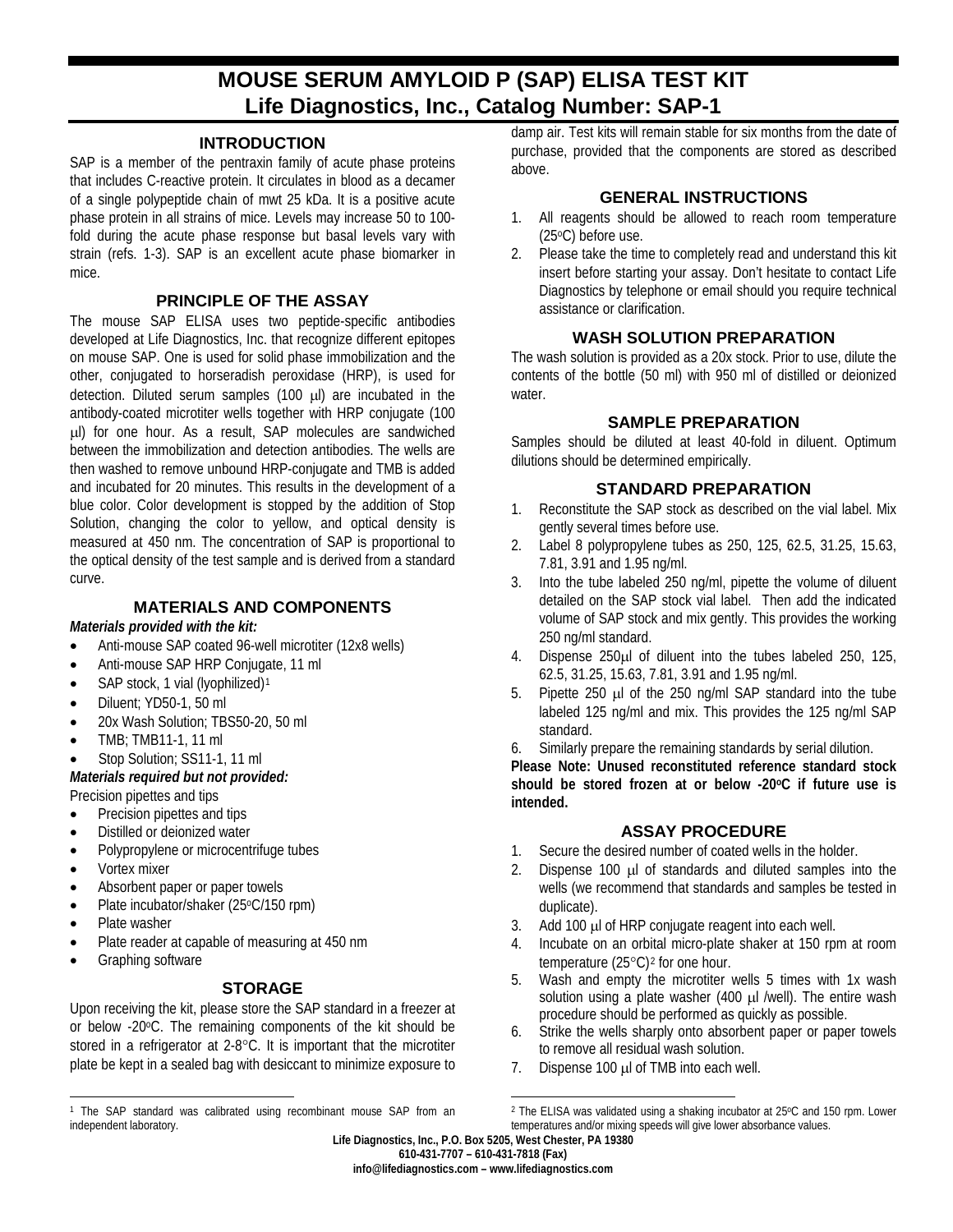# MOUSE SERUM AMYLOID P (SAP) ELISA TEST KIT
## Life Diagnostics, Inc., Catalog Number: SAP-1

### INTRODUCTION

SAP is a member of the pentraxin family of acute phase proteins that includes C-reactive protein. It circulates in blood as a decamer of a single polypeptide chain of mwt 25 kDa. It is a positive acute phase protein in all strains of mice. Levels may increase 50 to 100-fold during the acute phase response but basal levels vary with strain (refs. 1-3). SAP is an excellent acute phase biomarker in mice.

### PRINCIPLE OF THE ASSAY

The mouse SAP ELISA uses two peptide-specific antibodies developed at Life Diagnostics, Inc. that recognize different epitopes on mouse SAP. One is used for solid phase immobilization and the other, conjugated to horseradish peroxidase (HRP), is used for detection. Diluted serum samples (100 μl) are incubated in the antibody-coated microtiter wells together with HRP conjugate (100 μl) for one hour. As a result, SAP molecules are sandwiched between the immobilization and detection antibodies. The wells are then washed to remove unbound HRP-conjugate and TMB is added and incubated for 20 minutes. This results in the development of a blue color. Color development is stopped by the addition of Stop Solution, changing the color to yellow, and optical density is measured at 450 nm. The concentration of SAP is proportional to the optical density of the test sample and is derived from a standard curve.

### MATERIALS AND COMPONENTS

***Materials provided with the kit:***

- Anti-mouse SAP coated 96-well microtiter (12x8 wells)
- Anti-mouse SAP HRP Conjugate, 11 ml
- SAP stock, 1 vial (lyophilized)[1]
- Diluent; YD50-1, 50 ml
- 20x Wash Solution; TBS50-20, 50 ml
- TMB; TMB11-1, 11 ml
- Stop Solution; SS11-1, 11 ml

***Materials required but not provided:***

Precision pipettes and tips

- Precision pipettes and tips
- Distilled or deionized water
- Polypropylene or microcentrifuge tubes
- Vortex mixer
- Absorbent paper or paper towels
- Plate incubator/shaker (25°C/150 rpm)
- Plate washer
- Plate reader at capable of measuring at 450 nm
- Graphing software

### STORAGE

Upon receiving the kit, please store the SAP standard in a freezer at or below -20°C. The remaining components of the kit should be stored in a refrigerator at 2-8°C. It is important that the microtiter plate be kept in a sealed bag with desiccant to minimize exposure to damp air. Test kits will remain stable for six months from the date of purchase, provided that the components are stored as described above.

### GENERAL INSTRUCTIONS

1. All reagents should be allowed to reach room temperature (25°C) before use.
2. Please take the time to completely read and understand this kit insert before starting your assay. Don't hesitate to contact Life Diagnostics by telephone or email should you require technical assistance or clarification.

### WASH SOLUTION PREPARATION

The wash solution is provided as a 20x stock. Prior to use, dilute the contents of the bottle (50 ml) with 950 ml of distilled or deionized water.

### SAMPLE PREPARATION

Samples should be diluted at least 40-fold in diluent. Optimum dilutions should be determined empirically.

### STANDARD PREPARATION

1. Reconstitute the SAP stock as described on the vial label. Mix gently several times before use.
2. Label 8 polypropylene tubes as 250, 125, 62.5, 31.25, 15.63, 7.81, 3.91 and 1.95 ng/ml.
3. Into the tube labeled 250 ng/ml, pipette the volume of diluent detailed on the SAP stock vial label. Then add the indicated volume of SAP stock and mix gently. This provides the working 250 ng/ml standard.
4. Dispense 250μl of diluent into the tubes labeled 250, 125, 62.5, 31.25, 15.63, 7.81, 3.91 and 1.95 ng/ml.
5. Pipette 250 μl of the 250 ng/ml SAP standard into the tube labeled 125 ng/ml and mix. This provides the 125 ng/ml SAP standard.
6. Similarly prepare the remaining standards by serial dilution.

**Please Note: Unused reconstituted reference standard stock should be stored frozen at or below -20°C if future use is intended.**

### ASSAY PROCEDURE

1. Secure the desired number of coated wells in the holder.
2. Dispense 100 μl of standards and diluted samples into the wells (we recommend that standards and samples be tested in duplicate).
3. Add 100 μl of HRP conjugate reagent into each well.
4. Incubate on an orbital micro-plate shaker at 150 rpm at room temperature (25°C)[2] for one hour.
5. Wash and empty the microtiter wells 5 times with 1x wash solution using a plate washer (400 μl /well). The entire wash procedure should be performed as quickly as possible.
6. Strike the wells sharply onto absorbent paper or paper towels to remove all residual wash solution.
7. Dispense 100 μl of TMB into each well.

---

[1] The SAP standard was calibrated using recombinant mouse SAP from an independent laboratory.

[2] The ELISA was validated using a shaking incubator at 25°C and 150 rpm. Lower temperatures and/or mixing speeds will give lower absorbance values.

Life Diagnostics, Inc., P.O. Box 5205, West Chester, PA 19380
610-431-7707 – 610-431-7818 (Fax)
info@lifediagnostics.com – www.lifediagnostics.com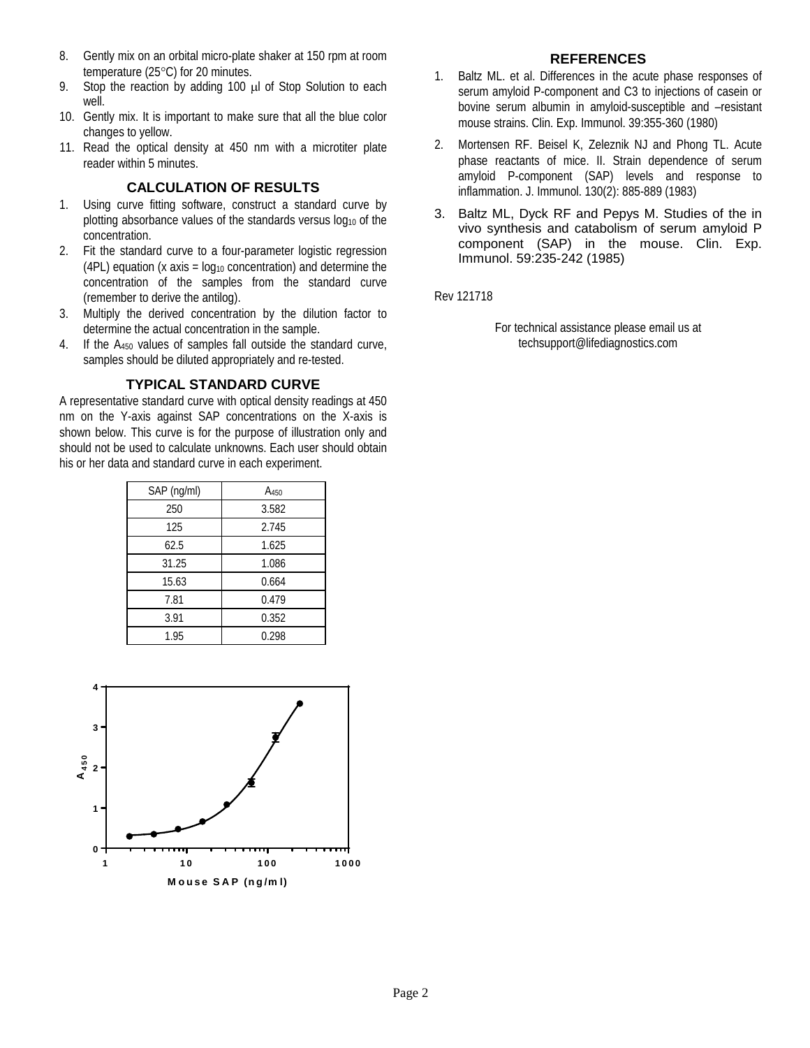8. Gently mix on an orbital micro-plate shaker at 150 rpm at room temperature (25°C) for 20 minutes.
9. Stop the reaction by adding 100 μl of Stop Solution to each well.
10. Gently mix. It is important to make sure that all the blue color changes to yellow.
11. Read the optical density at 450 nm with a microtiter plate reader within 5 minutes.

## CALCULATION OF RESULTS

1. Using curve fitting software, construct a standard curve by plotting absorbance values of the standards versus $\log_{10}$ of the concentration.
2. Fit the standard curve to a four-parameter logistic regression (4PL) equation (x axis = $\log_{10}$ concentration) and determine the concentration of the samples from the standard curve (remember to derive the antilog).
3. Multiply the derived concentration by the dilution factor to determine the actual concentration in the sample.
4. If the $A_{450}$ values of samples fall outside the standard curve, samples should be diluted appropriately and re-tested.

## TYPICAL STANDARD CURVE

A representative standard curve with optical density readings at 450 nm on the Y-axis against SAP concentrations on the X-axis is shown below. This curve is for the purpose of illustration only and should not be used to calculate unknowns. Each user should obtain his or her data and standard curve in each experiment.

| SAP (ng/ml) | $A_{450}$ |
|---|---|
| 250 | 3.582 |
| 125 | 2.745 |
| 62.5 | 1.625 |
| 31.25 | 1.086 |
| 15.63 | 0.664 |
| 7.81 | 0.479 |
| 3.91 | 0.352 |
| 1.95 | 0.298 |

$A_{450}$

0
1
2
3
4

1
10
100
1000

Mouse SAP (ng/ml)

## REFERENCES

1. Baltz ML. et al. Differences in the acute phase responses of serum amyloid P-component and C3 to injections of casein or bovine serum albumin in amyloid-susceptible and –resistant mouse strains. Clin. Exp. Immunol. 39:355-360 (1980)
2. Mortensen RF. Beisel K, Zeleznik NJ and Phong TL. Acute phase reactants of mice. II. Strain dependence of serum amyloid P-component (SAP) levels and response to inflammation. J. Immunol. 130(2): 885-889 (1983)
3. Baltz ML, Dyck RF and Pepys M. Studies of the in vivo synthesis and catabolism of serum amyloid P component (SAP) in the mouse. Clin. Exp. Immunol. 59:235-242 (1985)

Rev 121718

For technical assistance please email us at techsupport@lifediagnostics.com